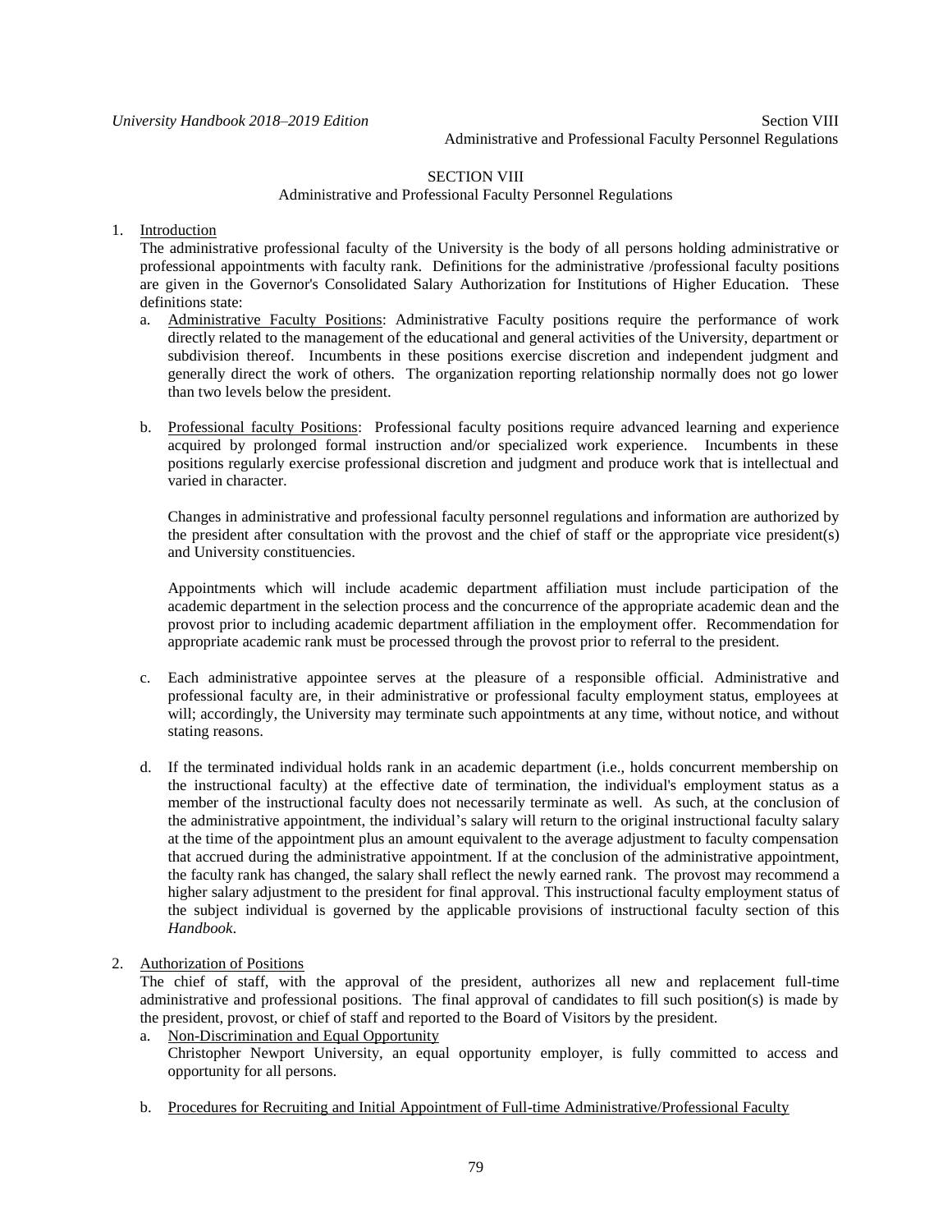# SECTION VIII

## Administrative and Professional Faculty Personnel Regulations

1. Introduction

   The administrative professional faculty of the University is the body of all persons holding administrative or professional appointments with faculty rank. Definitions for the administrative /professional faculty positions are given in the Governor's Consolidated Salary Authorization for Institutions of Higher Education. These definitions state:

   a. Administrative Faculty Positions: Administrative Faculty positions require the performance of work directly related to the management of the educational and general activities of the University, department or subdivision thereof. Incumbents in these positions exercise discretion and independent judgment and generally direct the work of others. The organization reporting relationship normally does not go lower than two levels below the president.

   b. Professional faculty Positions: Professional faculty positions require advanced learning and experience acquired by prolonged formal instruction and/or specialized work experience. Incumbents in these positions regularly exercise professional discretion and judgment and produce work that is intellectual and varied in character.

      Changes in administrative and professional faculty personnel regulations and information are authorized by the president after consultation with the provost and the chief of staff or the appropriate vice president(s) and University constituencies.

      Appointments which will include academic department affiliation must include participation of the academic department in the selection process and the concurrence of the appropriate academic dean and the provost prior to including academic department affiliation in the employment offer. Recommendation for appropriate academic rank must be processed through the provost prior to referral to the president.

   c. Each administrative appointee serves at the pleasure of a responsible official. Administrative and professional faculty are, in their administrative or professional faculty employment status, employees at will; accordingly, the University may terminate such appointments at any time, without notice, and without stating reasons.

   d. If the terminated individual holds rank in an academic department (i.e., holds concurrent membership on the instructional faculty) at the effective date of termination, the individual's employment status as a member of the instructional faculty does not necessarily terminate as well. As such, at the conclusion of the administrative appointment, the individual's salary will return to the original instructional faculty salary at the time of the appointment plus an amount equivalent to the average adjustment to faculty compensation that accrued during the administrative appointment. If at the conclusion of the administrative appointment, the faculty rank has changed, the salary shall reflect the newly earned rank. The provost may recommend a higher salary adjustment to the president for final approval. This instructional faculty employment status of the subject individual is governed by the applicable provisions of instructional faculty section of this *Handbook*.

2. Authorization of Positions

   The chief of staff, with the approval of the president, authorizes all new and replacement full-time administrative and professional positions. The final approval of candidates to fill such position(s) is made by the president, provost, or chief of staff and reported to the Board of Visitors by the president.

   a. Non-Discrimination and Equal Opportunity

      Christopher Newport University, an equal opportunity employer, is fully committed to access and opportunity for all persons.

   b. Procedures for Recruiting and Initial Appointment of Full-time Administrative/Professional Faculty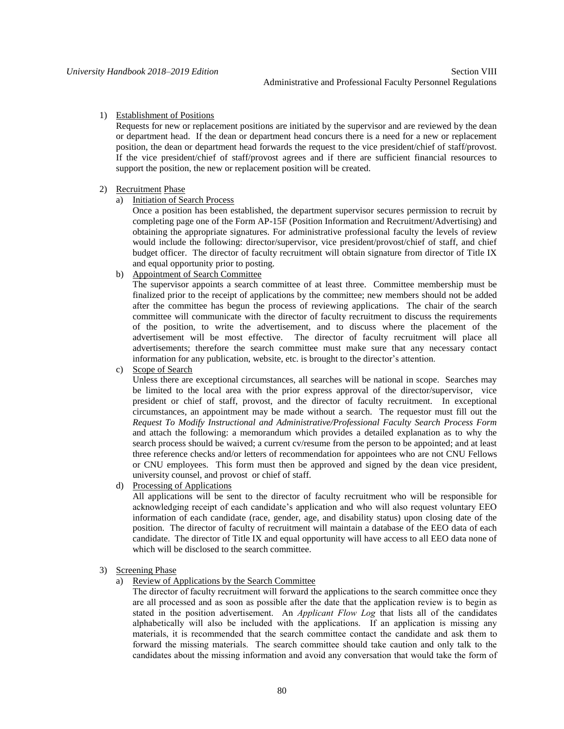1) Establishment of Positions

   Requests for new or replacement positions are initiated by the supervisor and are reviewed by the dean or department head. If the dean or department head concurs there is a need for a new or replacement position, the dean or department head forwards the request to the vice president/chief of staff/provost. If the vice president/chief of staff/provost agrees and if there are sufficient financial resources to support the position, the new or replacement position will be created.

2) Recruitment Phase

   a) Initiation of Search Process

      Once a position has been established, the department supervisor secures permission to recruit by completing page one of the Form AP-15F (Position Information and Recruitment/Advertising) and obtaining the appropriate signatures. For administrative professional faculty the levels of review would include the following: director/supervisor, vice president/provost/chief of staff, and chief budget officer. The director of faculty recruitment will obtain signature from director of Title IX and equal opportunity prior to posting.

   b) Appointment of Search Committee

      The supervisor appoints a search committee of at least three. Committee membership must be finalized prior to the receipt of applications by the committee; new members should not be added after the committee has begun the process of reviewing applications. The chair of the search committee will communicate with the director of faculty recruitment to discuss the requirements of the position, to write the advertisement, and to discuss where the placement of the advertisement will be most effective. The director of faculty recruitment will place all advertisements; therefore the search committee must make sure that any necessary contact information for any publication, website, etc. is brought to the director's attention.

   c) Scope of Search

      Unless there are exceptional circumstances, all searches will be national in scope. Searches may be limited to the local area with the prior express approval of the director/supervisor, vice president or chief of staff, provost, and the director of faculty recruitment. In exceptional circumstances, an appointment may be made without a search. The requestor must fill out the *Request To Modify Instructional and Administrative/Professional Faculty Search Process Form* and attach the following: a memorandum which provides a detailed explanation as to why the search process should be waived; a current cv/resume from the person to be appointed; and at least three reference checks and/or letters of recommendation for appointees who are not CNU Fellows or CNU employees. This form must then be approved and signed by the dean vice president, university counsel, and provost or chief of staff.

   d) Processing of Applications

      All applications will be sent to the director of faculty recruitment who will be responsible for acknowledging receipt of each candidate's application and who will also request voluntary EEO information of each candidate (race, gender, age, and disability status) upon closing date of the position. The director of faculty of recruitment will maintain a database of the EEO data of each candidate. The director of Title IX and equal opportunity will have access to all EEO data none of which will be disclosed to the search committee.

3) Screening Phase

   a) Review of Applications by the Search Committee

      The director of faculty recruitment will forward the applications to the search committee once they are all processed and as soon as possible after the date that the application review is to begin as stated in the position advertisement. An *Applicant Flow Log* that lists all of the candidates alphabetically will also be included with the applications. If an application is missing any materials, it is recommended that the search committee contact the candidate and ask them to forward the missing materials. The search committee should take caution and only talk to the candidates about the missing information and avoid any conversation that would take the form of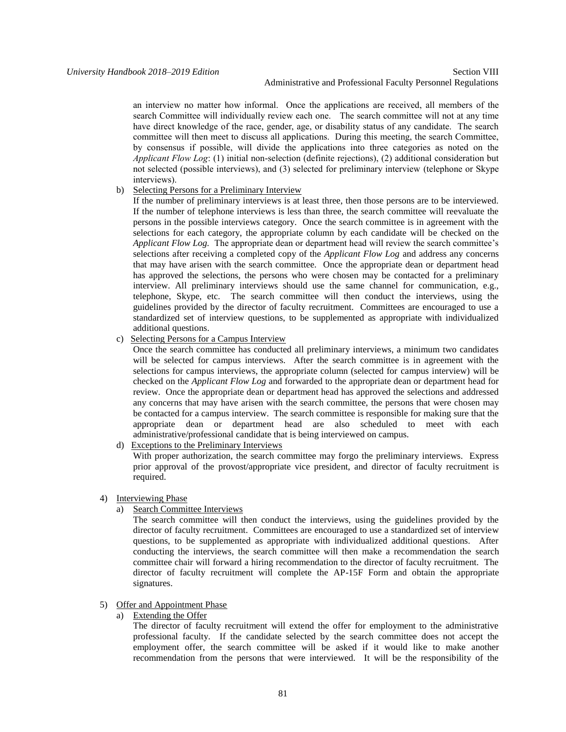an interview no matter how informal. Once the applications are received, all members of the search Committee will individually review each one. The search committee will not at any time have direct knowledge of the race, gender, age, or disability status of any candidate. The search committee will then meet to discuss all applications. During this meeting, the search Committee, by consensus if possible, will divide the applications into three categories as noted on the *Applicant Flow Log*: (1) initial non-selection (definite rejections), (2) additional consideration but not selected (possible interviews), and (3) selected for preliminary interview (telephone or Skype interviews).

b) Selecting Persons for a Preliminary Interview

If the number of preliminary interviews is at least three, then those persons are to be interviewed. If the number of telephone interviews is less than three, the search committee will reevaluate the persons in the possible interviews category. Once the search committee is in agreement with the selections for each category, the appropriate column by each candidate will be checked on the *Applicant Flow Log.* The appropriate dean or department head will review the search committee's selections after receiving a completed copy of the *Applicant Flow Log* and address any concerns that may have arisen with the search committee. Once the appropriate dean or department head has approved the selections, the persons who were chosen may be contacted for a preliminary interview. All preliminary interviews should use the same channel for communication, e.g., telephone, Skype, etc. The search committee will then conduct the interviews, using the guidelines provided by the director of faculty recruitment. Committees are encouraged to use a standardized set of interview questions, to be supplemented as appropriate with individualized additional questions.

c) Selecting Persons for a Campus Interview

Once the search committee has conducted all preliminary interviews, a minimum two candidates will be selected for campus interviews. After the search committee is in agreement with the selections for campus interviews, the appropriate column (selected for campus interview) will be checked on the *Applicant Flow Log* and forwarded to the appropriate dean or department head for review. Once the appropriate dean or department head has approved the selections and addressed any concerns that may have arisen with the search committee, the persons that were chosen may be contacted for a campus interview. The search committee is responsible for making sure that the appropriate dean or department head are also scheduled to meet with each administrative/professional candidate that is being interviewed on campus.

d) Exceptions to the Preliminary Interviews

With proper authorization, the search committee may forgo the preliminary interviews. Express prior approval of the provost/appropriate vice president, and director of faculty recruitment is required.

4) Interviewing Phase

a) Search Committee Interviews

The search committee will then conduct the interviews, using the guidelines provided by the director of faculty recruitment. Committees are encouraged to use a standardized set of interview questions, to be supplemented as appropriate with individualized additional questions. After conducting the interviews, the search committee will then make a recommendation the search committee chair will forward a hiring recommendation to the director of faculty recruitment. The director of faculty recruitment will complete the AP-15F Form and obtain the appropriate signatures.

5) Offer and Appointment Phase

a) Extending the Offer

The director of faculty recruitment will extend the offer for employment to the administrative professional faculty. If the candidate selected by the search committee does not accept the employment offer, the search committee will be asked if it would like to make another recommendation from the persons that were interviewed. It will be the responsibility of the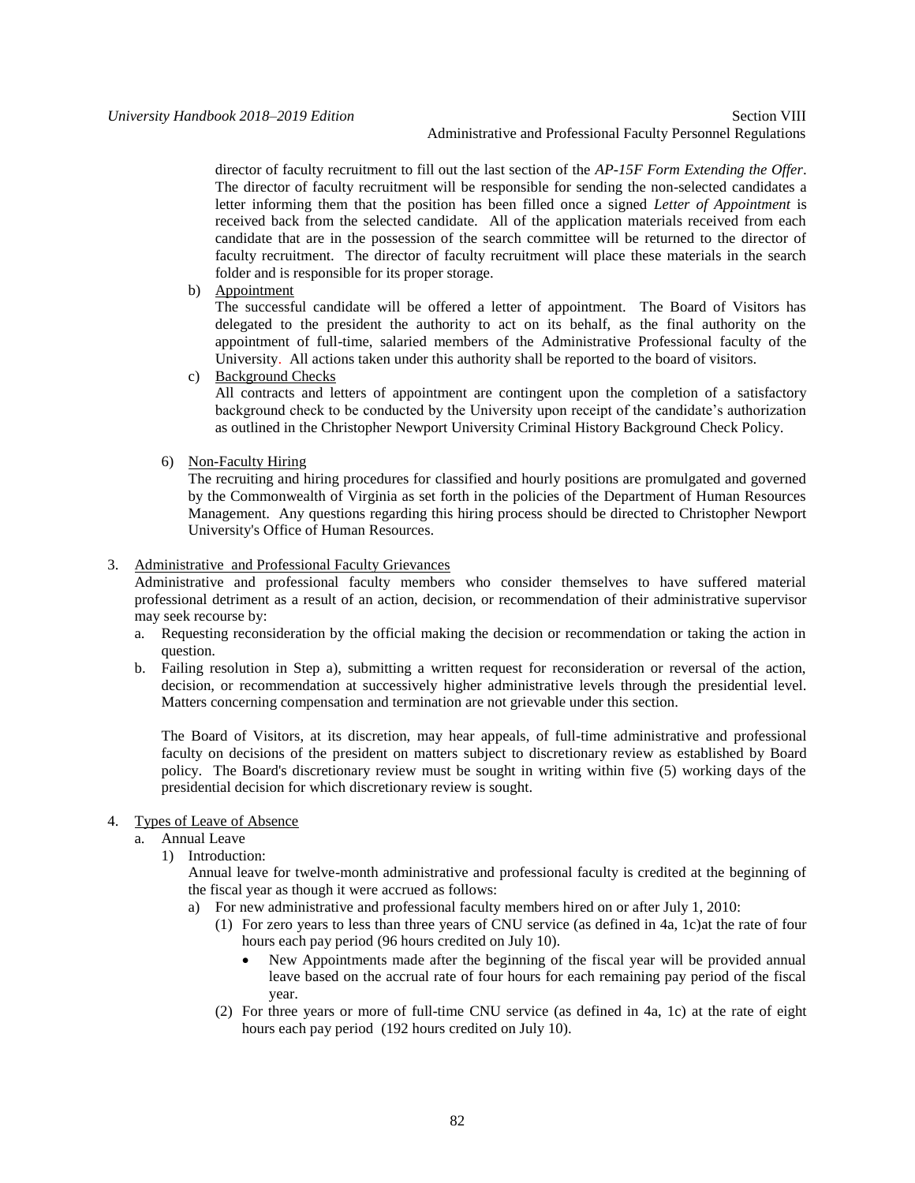director of faculty recruitment to fill out the last section of the *AP-15F Form Extending the Offer*. The director of faculty recruitment will be responsible for sending the non-selected candidates a letter informing them that the position has been filled once a signed *Letter of Appointment* is received back from the selected candidate. All of the application materials received from each candidate that are in the possession of the search committee will be returned to the director of faculty recruitment. The director of faculty recruitment will place these materials in the search folder and is responsible for its proper storage.

b) Appointment

The successful candidate will be offered a letter of appointment. The Board of Visitors has delegated to the president the authority to act on its behalf, as the final authority on the appointment of full-time, salaried members of the Administrative Professional faculty of the University. All actions taken under this authority shall be reported to the board of visitors.

c) Background Checks

All contracts and letters of appointment are contingent upon the completion of a satisfactory background check to be conducted by the University upon receipt of the candidate's authorization as outlined in the Christopher Newport University Criminal History Background Check Policy.

6) Non-Faculty Hiring

The recruiting and hiring procedures for classified and hourly positions are promulgated and governed by the Commonwealth of Virginia as set forth in the policies of the Department of Human Resources Management. Any questions regarding this hiring process should be directed to Christopher Newport University's Office of Human Resources.

3. Administrative and Professional Faculty Grievances

Administrative and professional faculty members who consider themselves to have suffered material professional detriment as a result of an action, decision, or recommendation of their administrative supervisor may seek recourse by:

a. Requesting reconsideration by the official making the decision or recommendation or taking the action in question.
b. Failing resolution in Step a), submitting a written request for reconsideration or reversal of the action, decision, or recommendation at successively higher administrative levels through the presidential level. Matters concerning compensation and termination are not grievable under this section.

The Board of Visitors, at its discretion, may hear appeals, of full-time administrative and professional faculty on decisions of the president on matters subject to discretionary review as established by Board policy. The Board's discretionary review must be sought in writing within five (5) working days of the presidential decision for which discretionary review is sought.

4. Types of Leave of Absence

a. Annual Leave

1) Introduction:

Annual leave for twelve-month administrative and professional faculty is credited at the beginning of the fiscal year as though it were accrued as follows:

a) For new administrative and professional faculty members hired on or after July 1, 2010:

(1) For zero years to less than three years of CNU service (as defined in 4a, 1c)at the rate of four hours each pay period (96 hours credited on July 10).

- New Appointments made after the beginning of the fiscal year will be provided annual leave based on the accrual rate of four hours for each remaining pay period of the fiscal year.

(2) For three years or more of full-time CNU service (as defined in 4a, 1c) at the rate of eight hours each pay period (192 hours credited on July 10).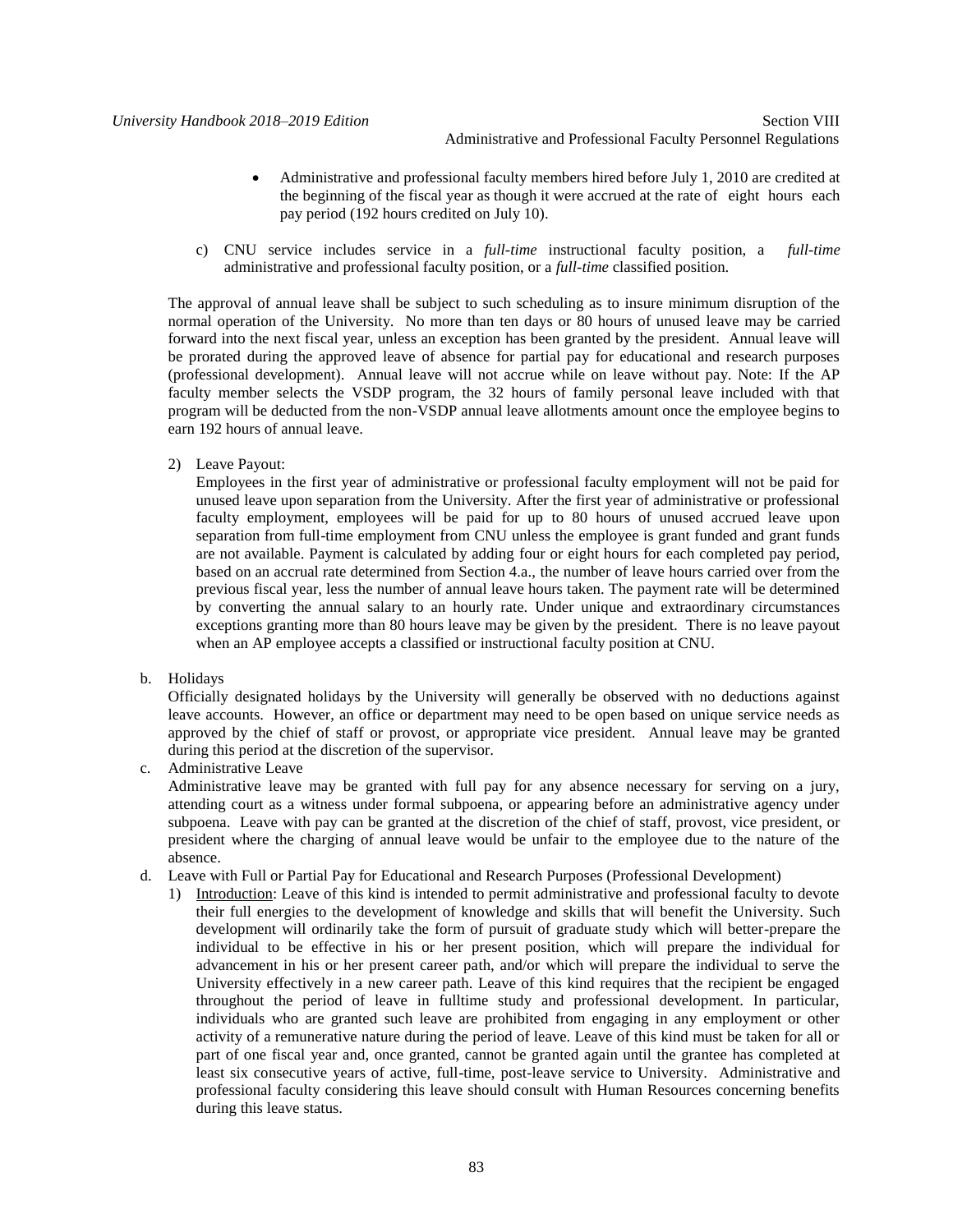- Administrative and professional faculty members hired before July 1, 2010 are credited at the beginning of the fiscal year as though it were accrued at the rate of eight hours each pay period (192 hours credited on July 10).

c) CNU service includes service in a *full-time* instructional faculty position, a *full-time* administrative and professional faculty position, or a *full-time* classified position.

The approval of annual leave shall be subject to such scheduling as to insure minimum disruption of the normal operation of the University. No more than ten days or 80 hours of unused leave may be carried forward into the next fiscal year, unless an exception has been granted by the president. Annual leave will be prorated during the approved leave of absence for partial pay for educational and research purposes (professional development). Annual leave will not accrue while on leave without pay. Note: If the AP faculty member selects the VSDP program, the 32 hours of family personal leave included with that program will be deducted from the non-VSDP annual leave allotments amount once the employee begins to earn 192 hours of annual leave.

2) Leave Payout:
Employees in the first year of administrative or professional faculty employment will not be paid for unused leave upon separation from the University. After the first year of administrative or professional faculty employment, employees will be paid for up to 80 hours of unused accrued leave upon separation from full-time employment from CNU unless the employee is grant funded and grant funds are not available. Payment is calculated by adding four or eight hours for each completed pay period, based on an accrual rate determined from Section 4.a., the number of leave hours carried over from the previous fiscal year, less the number of annual leave hours taken. The payment rate will be determined by converting the annual salary to an hourly rate. Under unique and extraordinary circumstances exceptions granting more than 80 hours leave may be given by the president. There is no leave payout when an AP employee accepts a classified or instructional faculty position at CNU.

b. Holidays
Officially designated holidays by the University will generally be observed with no deductions against leave accounts. However, an office or department may need to be open based on unique service needs as approved by the chief of staff or provost, or appropriate vice president. Annual leave may be granted during this period at the discretion of the supervisor.

c. Administrative Leave
Administrative leave may be granted with full pay for any absence necessary for serving on a jury, attending court as a witness under formal subpoena, or appearing before an administrative agency under subpoena. Leave with pay can be granted at the discretion of the chief of staff, provost, vice president, or president where the charging of annual leave would be unfair to the employee due to the nature of the absence.

d. Leave with Full or Partial Pay for Educational and Research Purposes (Professional Development)

1) Introduction: Leave of this kind is intended to permit administrative and professional faculty to devote their full energies to the development of knowledge and skills that will benefit the University. Such development will ordinarily take the form of pursuit of graduate study which will better-prepare the individual to be effective in his or her present position, which will prepare the individual for advancement in his or her present career path, and/or which will prepare the individual to serve the University effectively in a new career path. Leave of this kind requires that the recipient be engaged throughout the period of leave in fulltime study and professional development. In particular, individuals who are granted such leave are prohibited from engaging in any employment or other activity of a remunerative nature during the period of leave. Leave of this kind must be taken for all or part of one fiscal year and, once granted, cannot be granted again until the grantee has completed at least six consecutive years of active, full-time, post-leave service to University. Administrative and professional faculty considering this leave should consult with Human Resources concerning benefits during this leave status.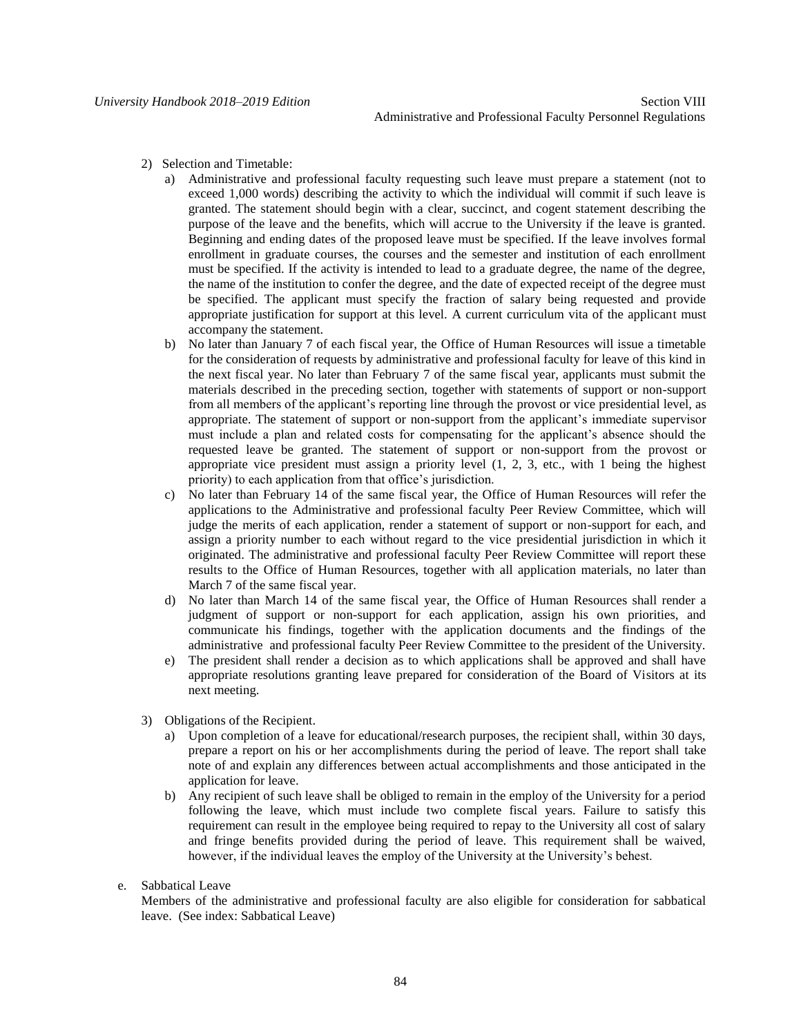2) Selection and Timetable:

   a) Administrative and professional faculty requesting such leave must prepare a statement (not to exceed 1,000 words) describing the activity to which the individual will commit if such leave is granted. The statement should begin with a clear, succinct, and cogent statement describing the purpose of the leave and the benefits, which will accrue to the University if the leave is granted. Beginning and ending dates of the proposed leave must be specified. If the leave involves formal enrollment in graduate courses, the courses and the semester and institution of each enrollment must be specified. If the activity is intended to lead to a graduate degree, the name of the degree, the name of the institution to confer the degree, and the date of expected receipt of the degree must be specified. The applicant must specify the fraction of salary being requested and provide appropriate justification for support at this level. A current curriculum vita of the applicant must accompany the statement.

   b) No later than January 7 of each fiscal year, the Office of Human Resources will issue a timetable for the consideration of requests by administrative and professional faculty for leave of this kind in the next fiscal year. No later than February 7 of the same fiscal year, applicants must submit the materials described in the preceding section, together with statements of support or non-support from all members of the applicant's reporting line through the provost or vice presidential level, as appropriate. The statement of support or non-support from the applicant's immediate supervisor must include a plan and related costs for compensating for the applicant's absence should the requested leave be granted. The statement of support or non-support from the provost or appropriate vice president must assign a priority level (1, 2, 3, etc., with 1 being the highest priority) to each application from that office's jurisdiction.

   c) No later than February 14 of the same fiscal year, the Office of Human Resources will refer the applications to the Administrative and professional faculty Peer Review Committee, which will judge the merits of each application, render a statement of support or non-support for each, and assign a priority number to each without regard to the vice presidential jurisdiction in which it originated. The administrative and professional faculty Peer Review Committee will report these results to the Office of Human Resources, together with all application materials, no later than March 7 of the same fiscal year.

   d) No later than March 14 of the same fiscal year, the Office of Human Resources shall render a judgment of support or non-support for each application, assign his own priorities, and communicate his findings, together with the application documents and the findings of the administrative and professional faculty Peer Review Committee to the president of the University.

   e) The president shall render a decision as to which applications shall be approved and shall have appropriate resolutions granting leave prepared for consideration of the Board of Visitors at its next meeting.

3) Obligations of the Recipient.

   a) Upon completion of a leave for educational/research purposes, the recipient shall, within 30 days, prepare a report on his or her accomplishments during the period of leave. The report shall take note of and explain any differences between actual accomplishments and those anticipated in the application for leave.

   b) Any recipient of such leave shall be obliged to remain in the employ of the University for a period following the leave, which must include two complete fiscal years. Failure to satisfy this requirement can result in the employee being required to repay to the University all cost of salary and fringe benefits provided during the period of leave. This requirement shall be waived, however, if the individual leaves the employ of the University at the University's behest.

e. Sabbatical Leave

Members of the administrative and professional faculty are also eligible for consideration for sabbatical leave. (See index: Sabbatical Leave)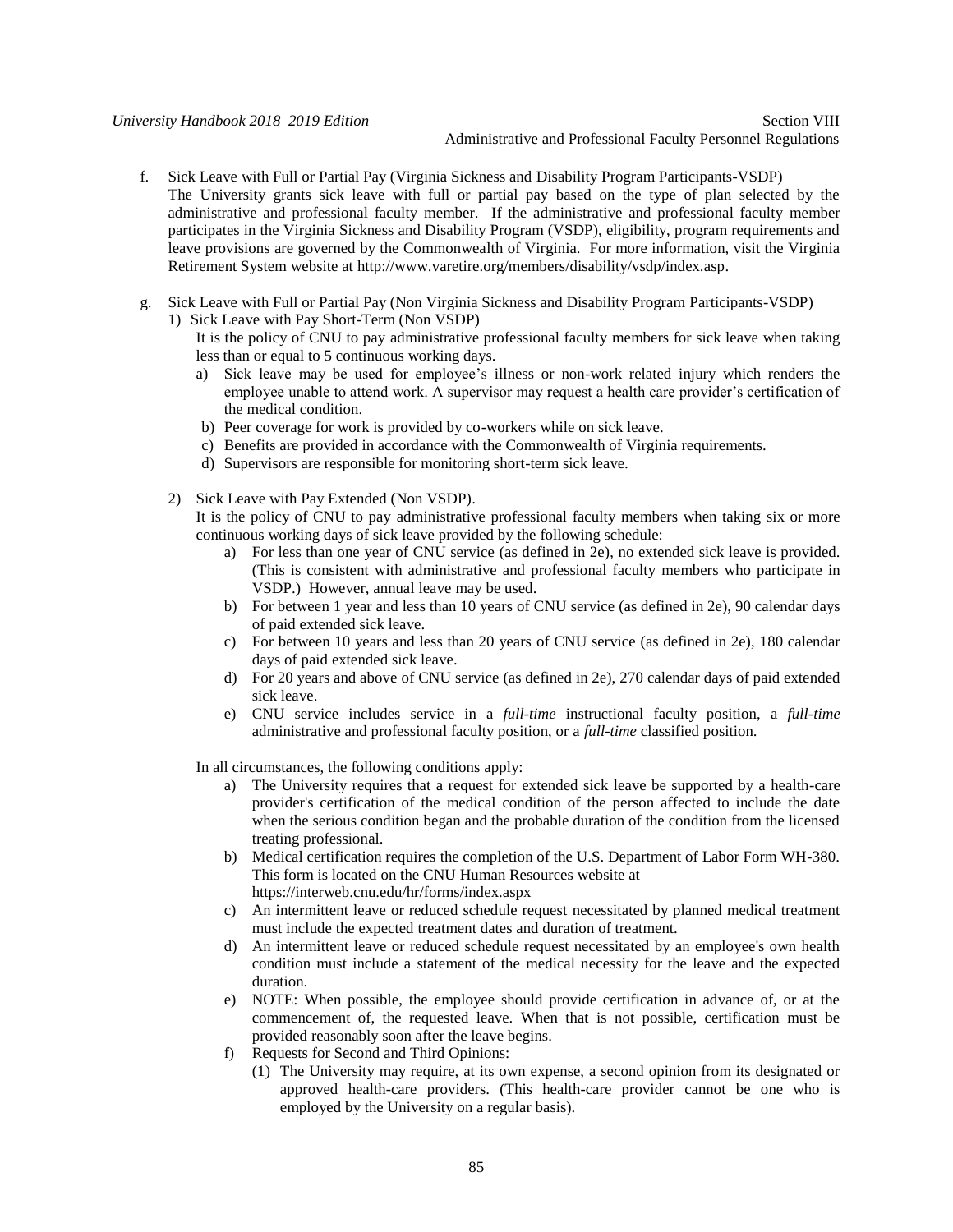f. Sick Leave with Full or Partial Pay (Virginia Sickness and Disability Program Participants-VSDP)
   The University grants sick leave with full or partial pay based on the type of plan selected by the administrative and professional faculty member. If the administrative and professional faculty member participates in the Virginia Sickness and Disability Program (VSDP), eligibility, program requirements and leave provisions are governed by the Commonwealth of Virginia. For more information, visit the Virginia Retirement System website at http://www.varetire.org/members/disability/vsdp/index.asp.

g. Sick Leave with Full or Partial Pay (Non Virginia Sickness and Disability Program Participants-VSDP)
   1) Sick Leave with Pay Short-Term (Non VSDP)
      It is the policy of CNU to pay administrative professional faculty members for sick leave when taking less than or equal to 5 continuous working days.
      a) Sick leave may be used for employee's illness or non-work related injury which renders the employee unable to attend work. A supervisor may request a health care provider's certification of the medical condition.
      b) Peer coverage for work is provided by co-workers while on sick leave.
      c) Benefits are provided in accordance with the Commonwealth of Virginia requirements.
      d) Supervisors are responsible for monitoring short-term sick leave.

   2) Sick Leave with Pay Extended (Non VSDP).
      It is the policy of CNU to pay administrative professional faculty members when taking six or more continuous working days of sick leave provided by the following schedule:
      a) For less than one year of CNU service (as defined in 2e), no extended sick leave is provided. (This is consistent with administrative and professional faculty members who participate in VSDP.) However, annual leave may be used.
      b) For between 1 year and less than 10 years of CNU service (as defined in 2e), 90 calendar days of paid extended sick leave.
      c) For between 10 years and less than 20 years of CNU service (as defined in 2e), 180 calendar days of paid extended sick leave.
      d) For 20 years and above of CNU service (as defined in 2e), 270 calendar days of paid extended sick leave.
      e) CNU service includes service in a *full-time* instructional faculty position, a *full-time* administrative and professional faculty position, or a *full-time* classified position.

      In all circumstances, the following conditions apply:
      a) The University requires that a request for extended sick leave be supported by a health-care provider's certification of the medical condition of the person affected to include the date when the serious condition began and the probable duration of the condition from the licensed treating professional.
      b) Medical certification requires the completion of the U.S. Department of Labor Form WH-380. This form is located on the CNU Human Resources website at https://interweb.cnu.edu/hr/forms/index.aspx
      c) An intermittent leave or reduced schedule request necessitated by planned medical treatment must include the expected treatment dates and duration of treatment.
      d) An intermittent leave or reduced schedule request necessitated by an employee's own health condition must include a statement of the medical necessity for the leave and the expected duration.
      e) NOTE: When possible, the employee should provide certification in advance of, or at the commencement of, the requested leave. When that is not possible, certification must be provided reasonably soon after the leave begins.
      f) Requests for Second and Third Opinions:
         (1) The University may require, at its own expense, a second opinion from its designated or approved health-care providers. (This health-care provider cannot be one who is employed by the University on a regular basis).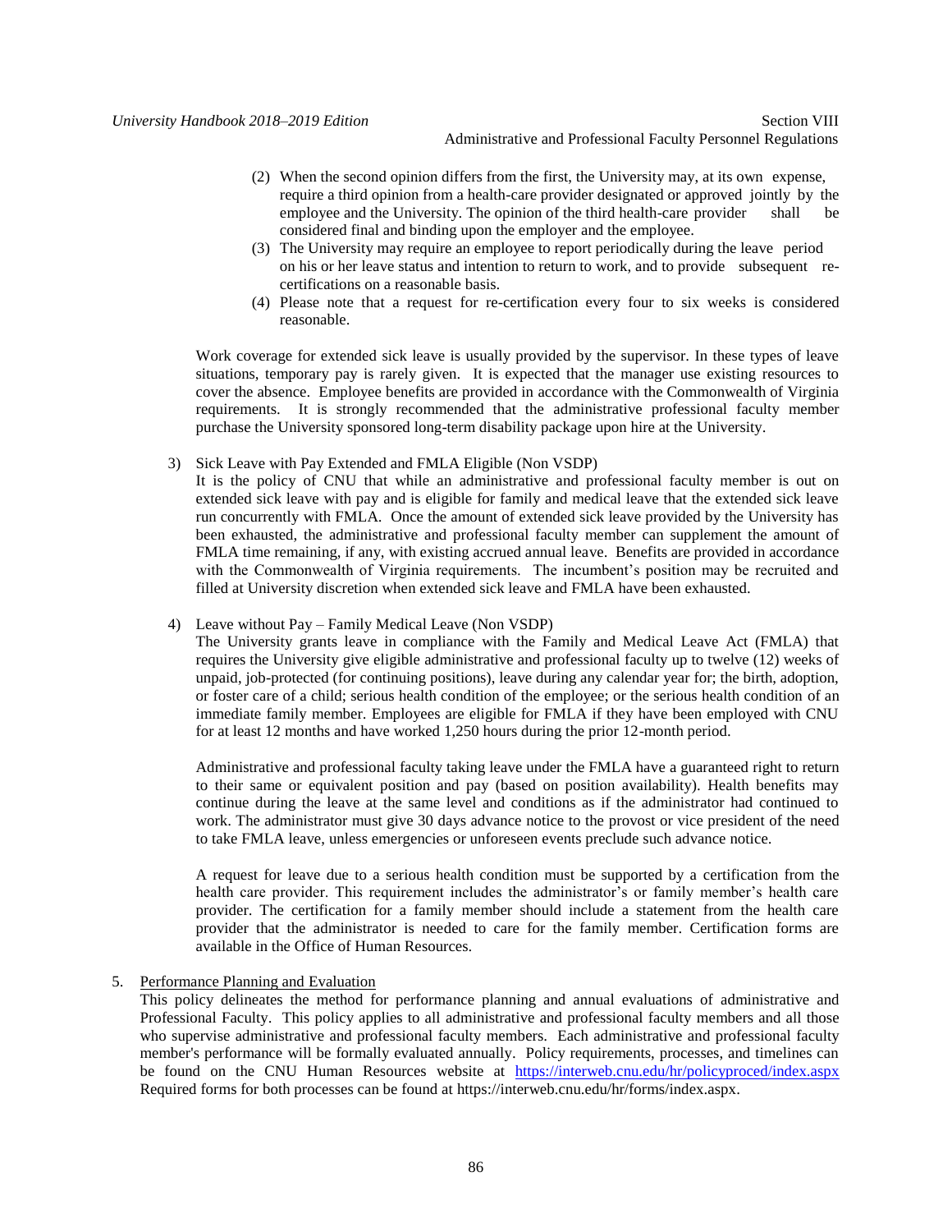(2) When the second opinion differs from the first, the University may, at its own expense, require a third opinion from a health-care provider designated or approved jointly by the employee and the University. The opinion of the third health-care provider shall be considered final and binding upon the employer and the employee.

(3) The University may require an employee to report periodically during the leave period on his or her leave status and intention to return to work, and to provide subsequent re-certifications on a reasonable basis.

(4) Please note that a request for re-certification every four to six weeks is considered reasonable.

Work coverage for extended sick leave is usually provided by the supervisor. In these types of leave situations, temporary pay is rarely given. It is expected that the manager use existing resources to cover the absence. Employee benefits are provided in accordance with the Commonwealth of Virginia requirements. It is strongly recommended that the administrative professional faculty member purchase the University sponsored long-term disability package upon hire at the University.

3) Sick Leave with Pay Extended and FMLA Eligible (Non VSDP)
It is the policy of CNU that while an administrative and professional faculty member is out on extended sick leave with pay and is eligible for family and medical leave that the extended sick leave run concurrently with FMLA. Once the amount of extended sick leave provided by the University has been exhausted, the administrative and professional faculty member can supplement the amount of FMLA time remaining, if any, with existing accrued annual leave. Benefits are provided in accordance with the Commonwealth of Virginia requirements. The incumbent's position may be recruited and filled at University discretion when extended sick leave and FMLA have been exhausted.

4) Leave without Pay – Family Medical Leave (Non VSDP)
The University grants leave in compliance with the Family and Medical Leave Act (FMLA) that requires the University give eligible administrative and professional faculty up to twelve (12) weeks of unpaid, job-protected (for continuing positions), leave during any calendar year for; the birth, adoption, or foster care of a child; serious health condition of the employee; or the serious health condition of an immediate family member. Employees are eligible for FMLA if they have been employed with CNU for at least 12 months and have worked 1,250 hours during the prior 12-month period.

Administrative and professional faculty taking leave under the FMLA have a guaranteed right to return to their same or equivalent position and pay (based on position availability). Health benefits may continue during the leave at the same level and conditions as if the administrator had continued to work. The administrator must give 30 days advance notice to the provost or vice president of the need to take FMLA leave, unless emergencies or unforeseen events preclude such advance notice.

A request for leave due to a serious health condition must be supported by a certification from the health care provider. This requirement includes the administrator's or family member's health care provider. The certification for a family member should include a statement from the health care provider that the administrator is needed to care for the family member. Certification forms are available in the Office of Human Resources.

5. <u>Performance Planning and Evaluation</u>
This policy delineates the method for performance planning and annual evaluations of administrative and Professional Faculty. This policy applies to all administrative and professional faculty members and all those who supervise administrative and professional faculty members. Each administrative and professional faculty member's performance will be formally evaluated annually. Policy requirements, processes, and timelines can be found on the CNU Human Resources website at https://interweb.cnu.edu/hr/policyproced/index.aspx Required forms for both processes can be found at https://interweb.cnu.edu/hr/forms/index.aspx.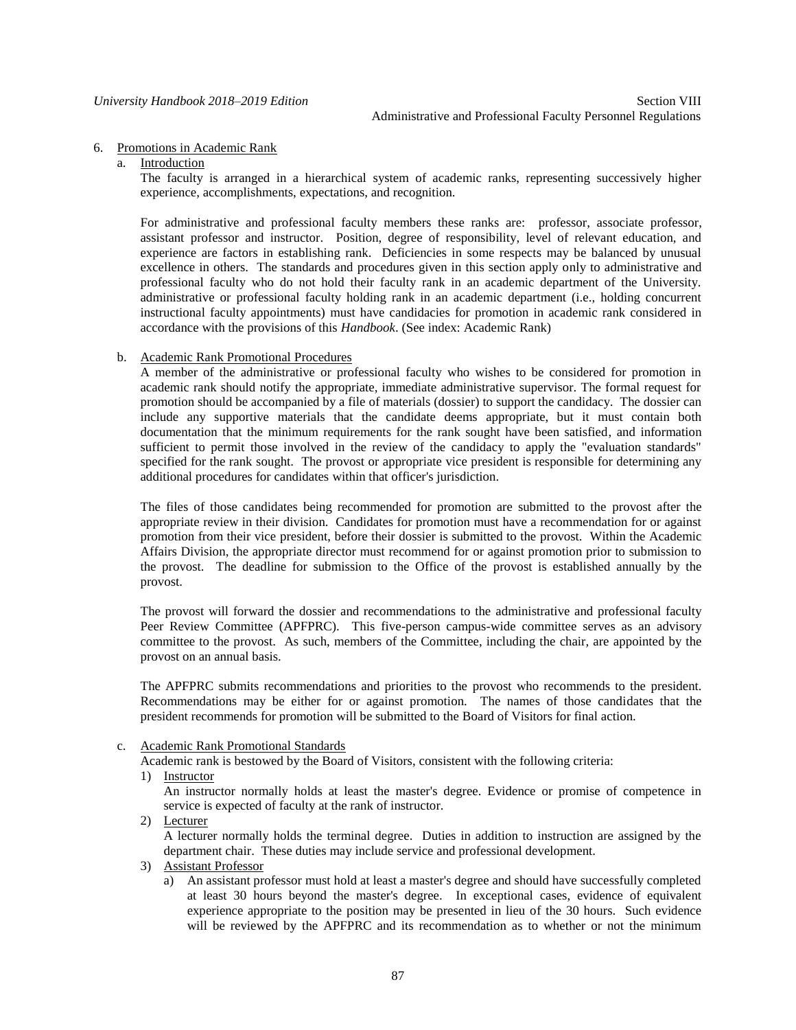6. Promotions in Academic Rank

   a. Introduction

      The faculty is arranged in a hierarchical system of academic ranks, representing successively higher experience, accomplishments, expectations, and recognition.

      For administrative and professional faculty members these ranks are: professor, associate professor, assistant professor and instructor. Position, degree of responsibility, level of relevant education, and experience are factors in establishing rank. Deficiencies in some respects may be balanced by unusual excellence in others. The standards and procedures given in this section apply only to administrative and professional faculty who do not hold their faculty rank in an academic department of the University. administrative or professional faculty holding rank in an academic department (i.e., holding concurrent instructional faculty appointments) must have candidacies for promotion in academic rank considered in accordance with the provisions of this *Handbook*. (See index: Academic Rank)

   b. Academic Rank Promotional Procedures

      A member of the administrative or professional faculty who wishes to be considered for promotion in academic rank should notify the appropriate, immediate administrative supervisor. The formal request for promotion should be accompanied by a file of materials (dossier) to support the candidacy. The dossier can include any supportive materials that the candidate deems appropriate, but it must contain both documentation that the minimum requirements for the rank sought have been satisfied, and information sufficient to permit those involved in the review of the candidacy to apply the "evaluation standards" specified for the rank sought. The provost or appropriate vice president is responsible for determining any additional procedures for candidates within that officer's jurisdiction.

      The files of those candidates being recommended for promotion are submitted to the provost after the appropriate review in their division. Candidates for promotion must have a recommendation for or against promotion from their vice president, before their dossier is submitted to the provost. Within the Academic Affairs Division, the appropriate director must recommend for or against promotion prior to submission to the provost. The deadline for submission to the Office of the provost is established annually by the provost.

      The provost will forward the dossier and recommendations to the administrative and professional faculty Peer Review Committee (APFPRC). This five-person campus-wide committee serves as an advisory committee to the provost. As such, members of the Committee, including the chair, are appointed by the provost on an annual basis.

      The APFPRC submits recommendations and priorities to the provost who recommends to the president. Recommendations may be either for or against promotion. The names of those candidates that the president recommends for promotion will be submitted to the Board of Visitors for final action.

   c. Academic Rank Promotional Standards

      Academic rank is bestowed by the Board of Visitors, consistent with the following criteria:

      1) Instructor

         An instructor normally holds at least the master's degree. Evidence or promise of competence in service is expected of faculty at the rank of instructor.

      2) Lecturer

         A lecturer normally holds the terminal degree. Duties in addition to instruction are assigned by the department chair. These duties may include service and professional development.

      3) Assistant Professor

         a) An assistant professor must hold at least a master's degree and should have successfully completed at least 30 hours beyond the master's degree. In exceptional cases, evidence of equivalent experience appropriate to the position may be presented in lieu of the 30 hours. Such evidence will be reviewed by the APFPRC and its recommendation as to whether or not the minimum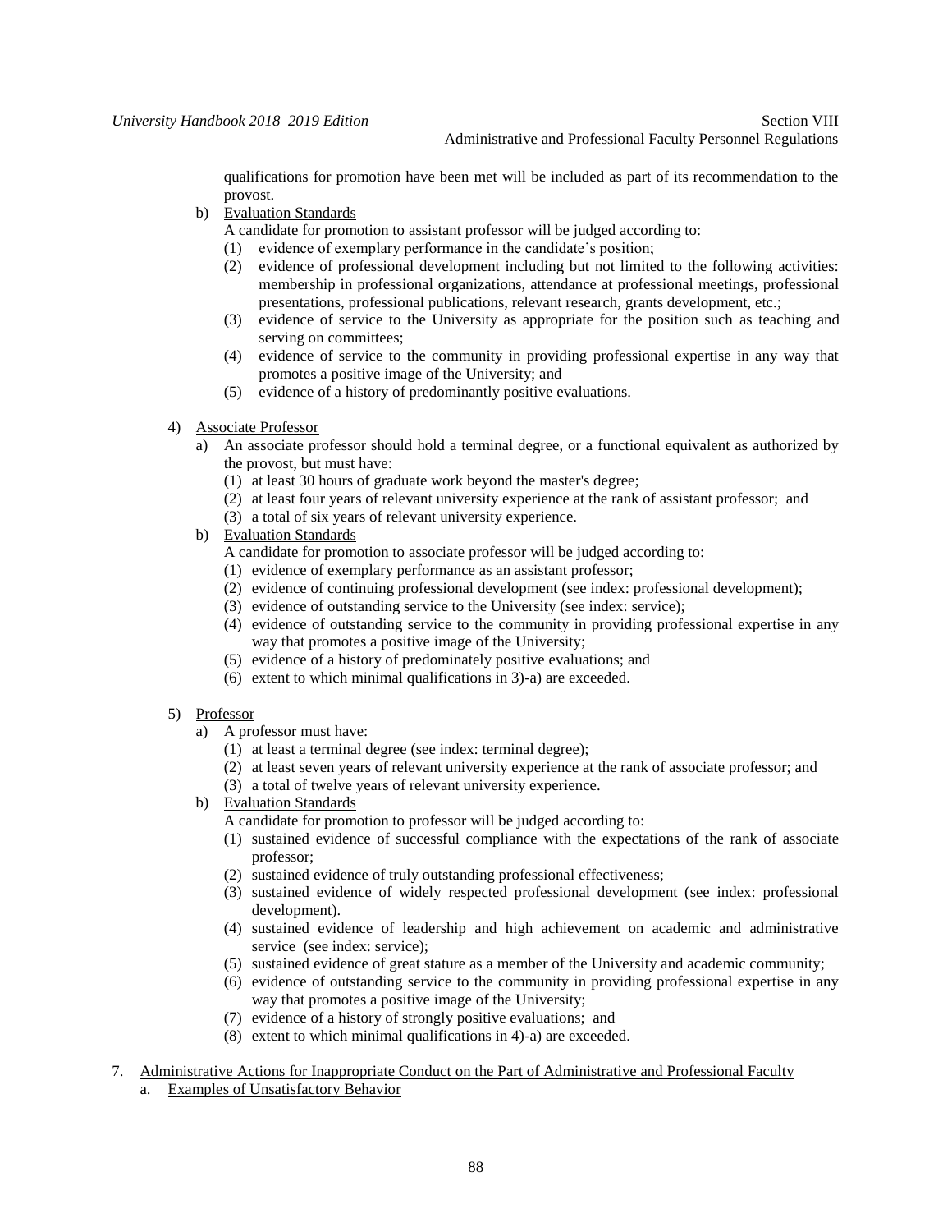qualifications for promotion have been met will be included as part of its recommendation to the provost.

b) Evaluation Standards

   A candidate for promotion to assistant professor will be judged according to:

   (1) evidence of exemplary performance in the candidate's position;
   (2) evidence of professional development including but not limited to the following activities: membership in professional organizations, attendance at professional meetings, professional presentations, professional publications, relevant research, grants development, etc.;
   (3) evidence of service to the University as appropriate for the position such as teaching and serving on committees;
   (4) evidence of service to the community in providing professional expertise in any way that promotes a positive image of the University; and
   (5) evidence of a history of predominantly positive evaluations.

4) Associate Professor

   a) An associate professor should hold a terminal degree, or a functional equivalent as authorized by the provost, but must have:

      (1) at least 30 hours of graduate work beyond the master's degree;
      (2) at least four years of relevant university experience at the rank of assistant professor; and
      (3) a total of six years of relevant university experience.

   b) Evaluation Standards

      A candidate for promotion to associate professor will be judged according to:

      (1) evidence of exemplary performance as an assistant professor;
      (2) evidence of continuing professional development (see index: professional development);
      (3) evidence of outstanding service to the University (see index: service);
      (4) evidence of outstanding service to the community in providing professional expertise in any way that promotes a positive image of the University;
      (5) evidence of a history of predominately positive evaluations; and
      (6) extent to which minimal qualifications in 3)-a) are exceeded.

5) Professor

   a) A professor must have:

      (1) at least a terminal degree (see index: terminal degree);
      (2) at least seven years of relevant university experience at the rank of associate professor; and
      (3) a total of twelve years of relevant university experience.

   b) Evaluation Standards

      A candidate for promotion to professor will be judged according to:

      (1) sustained evidence of successful compliance with the expectations of the rank of associate professor;
      (2) sustained evidence of truly outstanding professional effectiveness;
      (3) sustained evidence of widely respected professional development (see index: professional development).
      (4) sustained evidence of leadership and high achievement on academic and administrative service (see index: service);
      (5) sustained evidence of great stature as a member of the University and academic community;
      (6) evidence of outstanding service to the community in providing professional expertise in any way that promotes a positive image of the University;
      (7) evidence of a history of strongly positive evaluations; and
      (8) extent to which minimal qualifications in 4)-a) are exceeded.

7. Administrative Actions for Inappropriate Conduct on the Part of Administrative and Professional Faculty

   a. Examples of Unsatisfactory Behavior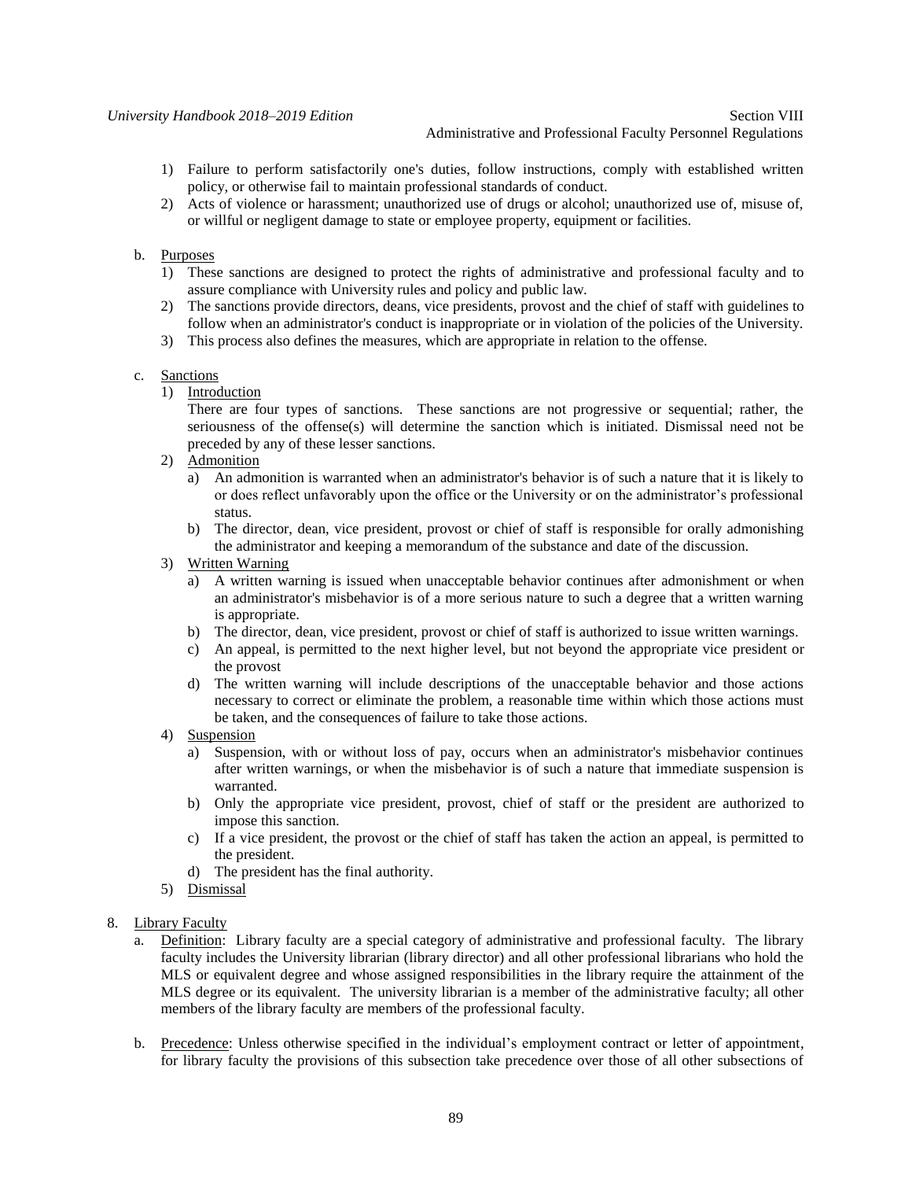1) Failure to perform satisfactorily one's duties, follow instructions, comply with established written policy, or otherwise fail to maintain professional standards of conduct.
2) Acts of violence or harassment; unauthorized use of drugs or alcohol; unauthorized use of, misuse of, or willful or negligent damage to state or employee property, equipment or facilities.

b. Purposes
   1) These sanctions are designed to protect the rights of administrative and professional faculty and to assure compliance with University rules and policy and public law.
   2) The sanctions provide directors, deans, vice presidents, provost and the chief of staff with guidelines to follow when an administrator's conduct is inappropriate or in violation of the policies of the University.
   3) This process also defines the measures, which are appropriate in relation to the offense.

c. Sanctions
   1) Introduction
      There are four types of sanctions. These sanctions are not progressive or sequential; rather, the seriousness of the offense(s) will determine the sanction which is initiated. Dismissal need not be preceded by any of these lesser sanctions.
   2) Admonition
      a) An admonition is warranted when an administrator's behavior is of such a nature that it is likely to or does reflect unfavorably upon the office or the University or on the administrator's professional status.
      b) The director, dean, vice president, provost or chief of staff is responsible for orally admonishing the administrator and keeping a memorandum of the substance and date of the discussion.
   3) Written Warning
      a) A written warning is issued when unacceptable behavior continues after admonishment or when an administrator's misbehavior is of a more serious nature to such a degree that a written warning is appropriate.
      b) The director, dean, vice president, provost or chief of staff is authorized to issue written warnings.
      c) An appeal, is permitted to the next higher level, but not beyond the appropriate vice president or the provost
      d) The written warning will include descriptions of the unacceptable behavior and those actions necessary to correct or eliminate the problem, a reasonable time within which those actions must be taken, and the consequences of failure to take those actions.
   4) Suspension
      a) Suspension, with or without loss of pay, occurs when an administrator's misbehavior continues after written warnings, or when the misbehavior is of such a nature that immediate suspension is warranted.
      b) Only the appropriate vice president, provost, chief of staff or the president are authorized to impose this sanction.
      c) If a vice president, the provost or the chief of staff has taken the action an appeal, is permitted to the president.
      d) The president has the final authority.
   5) Dismissal

8. Library Faculty
   a. Definition: Library faculty are a special category of administrative and professional faculty. The library faculty includes the University librarian (library director) and all other professional librarians who hold the MLS or equivalent degree and whose assigned responsibilities in the library require the attainment of the MLS degree or its equivalent. The university librarian is a member of the administrative faculty; all other members of the library faculty are members of the professional faculty.

   b. Precedence: Unless otherwise specified in the individual's employment contract or letter of appointment, for library faculty the provisions of this subsection take precedence over those of all other subsections of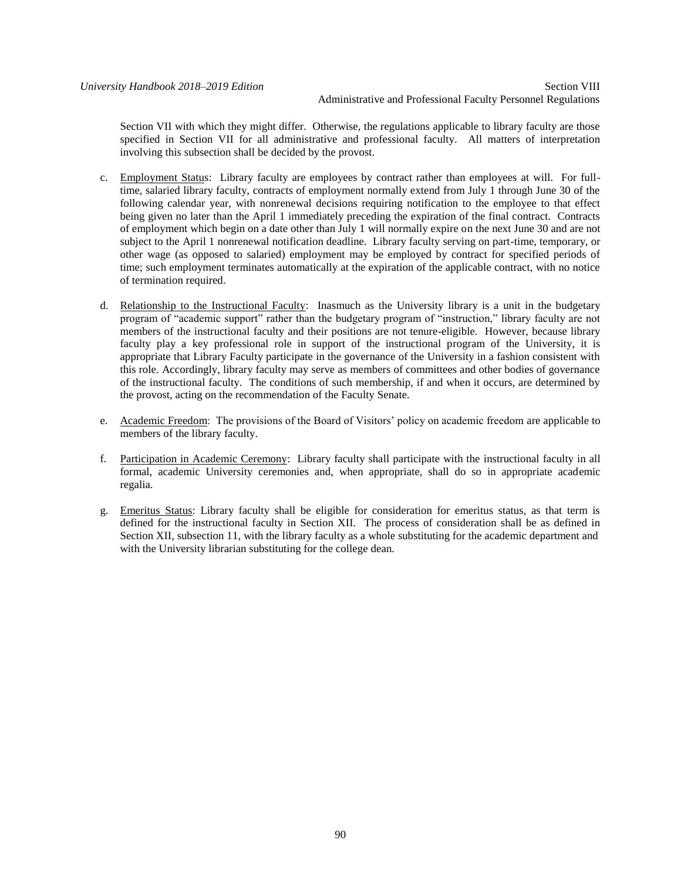Section VII with which they might differ. Otherwise, the regulations applicable to library faculty are those specified in Section VII for all administrative and professional faculty. All matters of interpretation involving this subsection shall be decided by the provost.

c. Employment Status: Library faculty are employees by contract rather than employees at will. For full-time, salaried library faculty, contracts of employment normally extend from July 1 through June 30 of the following calendar year, with nonrenewal decisions requiring notification to the employee to that effect being given no later than the April 1 immediately preceding the expiration of the final contract. Contracts of employment which begin on a date other than July 1 will normally expire on the next June 30 and are not subject to the April 1 nonrenewal notification deadline. Library faculty serving on part-time, temporary, or other wage (as opposed to salaried) employment may be employed by contract for specified periods of time; such employment terminates automatically at the expiration of the applicable contract, with no notice of termination required.

d. Relationship to the Instructional Faculty: Inasmuch as the University library is a unit in the budgetary program of "academic support" rather than the budgetary program of "instruction," library faculty are not members of the instructional faculty and their positions are not tenure-eligible. However, because library faculty play a key professional role in support of the instructional program of the University, it is appropriate that Library Faculty participate in the governance of the University in a fashion consistent with this role. Accordingly, library faculty may serve as members of committees and other bodies of governance of the instructional faculty. The conditions of such membership, if and when it occurs, are determined by the provost, acting on the recommendation of the Faculty Senate.

e. Academic Freedom: The provisions of the Board of Visitors' policy on academic freedom are applicable to members of the library faculty.

f. Participation in Academic Ceremony: Library faculty shall participate with the instructional faculty in all formal, academic University ceremonies and, when appropriate, shall do so in appropriate academic regalia.

g. Emeritus Status: Library faculty shall be eligible for consideration for emeritus status, as that term is defined for the instructional faculty in Section XII. The process of consideration shall be as defined in Section XII, subsection 11, with the library faculty as a whole substituting for the academic department and with the University librarian substituting for the college dean.